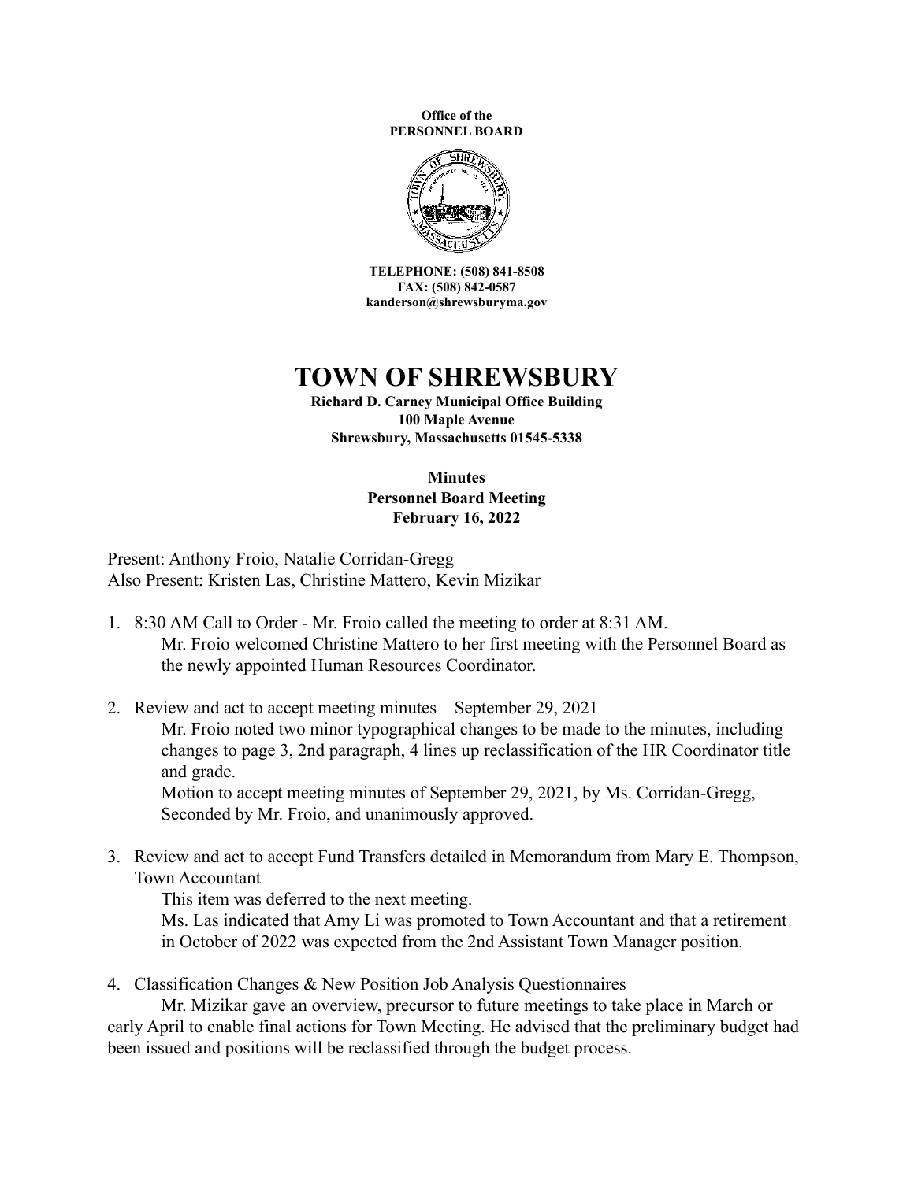**Office of the**
**PERSONNEL BOARD**

**TELEPHONE: (508) 841-8508**
**FAX: (508) 842-0587**
**kanderson@shrewsburyma.gov**

# TOWN OF SHREWSBURY

**Richard D. Carney Municipal Office Building**
**100 Maple Avenue**
**Shrewsbury, Massachusetts 01545-5338**

**Minutes**
**Personnel Board Meeting**
**February 16, 2022**

Present: Anthony Froio, Natalie Corridan-Gregg
Also Present: Kristen Las, Christine Mattero, Kevin Mizikar

1. 8:30 AM Call to Order - Mr. Froio called the meeting to order at 8:31 AM.
   Mr. Froio welcomed Christine Mattero to her first meeting with the Personnel Board as the newly appointed Human Resources Coordinator.

2. Review and act to accept meeting minutes – September 29, 2021
   Mr. Froio noted two minor typographical changes to be made to the minutes, including changes to page 3, 2nd paragraph, 4 lines up reclassification of the HR Coordinator title and grade.
   Motion to accept meeting minutes of September 29, 2021, by Ms. Corridan-Gregg, Seconded by Mr. Froio, and unanimously approved.

3. Review and act to accept Fund Transfers detailed in Memorandum from Mary E. Thompson, Town Accountant
   This item was deferred to the next meeting.
   Ms. Las indicated that Amy Li was promoted to Town Accountant and that a retirement in October of 2022 was expected from the 2nd Assistant Town Manager position.

4. Classification Changes & New Position Job Analysis Questionnaires
   Mr. Mizikar gave an overview, precursor to future meetings to take place in March or early April to enable final actions for Town Meeting. He advised that the preliminary budget had been issued and positions will be reclassified through the budget process.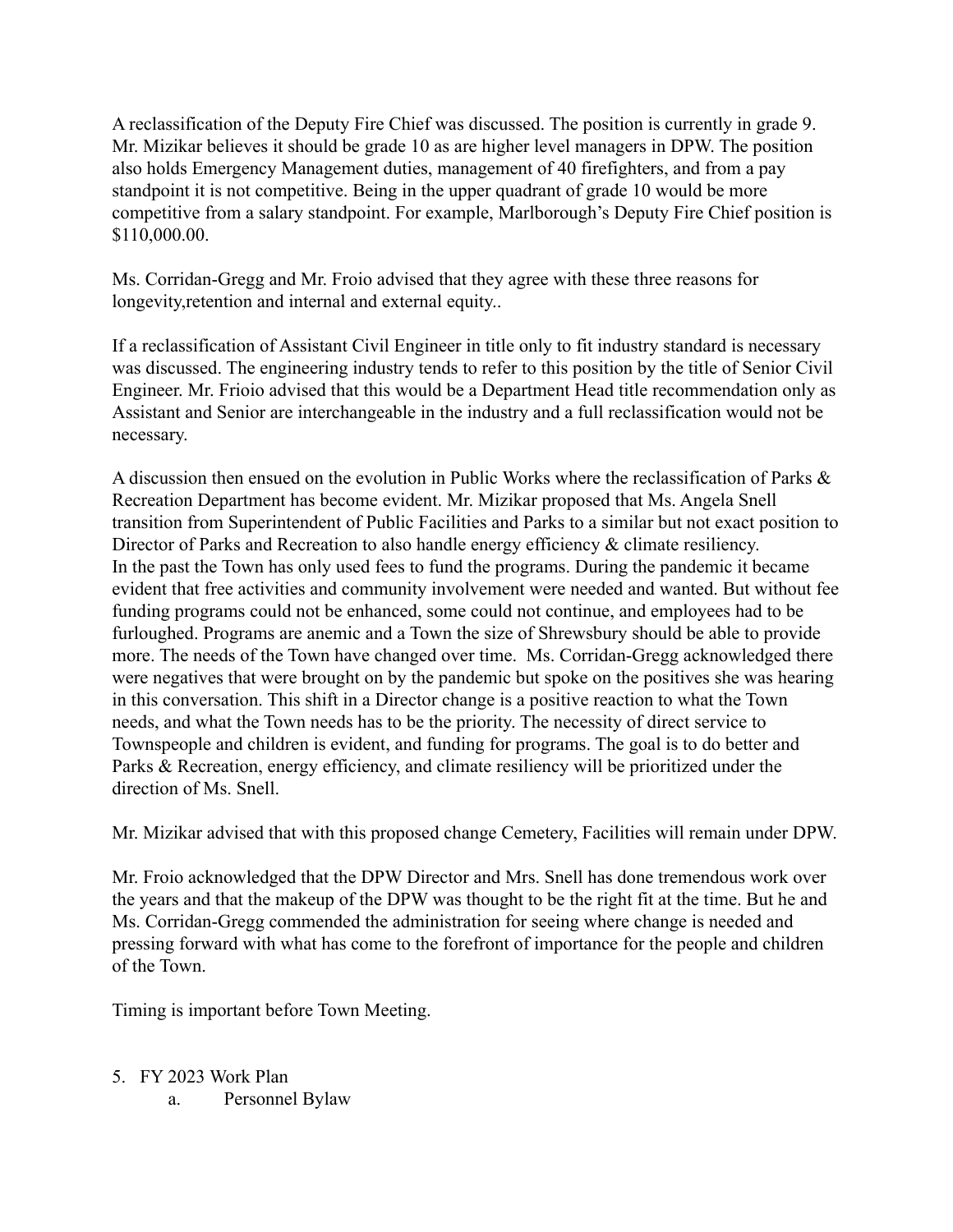A reclassification of the Deputy Fire Chief was discussed. The position is currently in grade 9. Mr. Mizikar believes it should be grade 10 as are higher level managers in DPW. The position also holds Emergency Management duties, management of 40 firefighters, and from a pay standpoint it is not competitive. Being in the upper quadrant of grade 10 would be more competitive from a salary standpoint. For example, Marlborough's Deputy Fire Chief position is $110,000.00.

Ms. Corridan-Gregg and Mr. Froio advised that they agree with these three reasons for longevity,retention and internal and external equity..

If a reclassification of Assistant Civil Engineer in title only to fit industry standard is necessary was discussed. The engineering industry tends to refer to this position by the title of Senior Civil Engineer. Mr. Frioio advised that this would be a Department Head title recommendation only as Assistant and Senior are interchangeable in the industry and a full reclassification would not be necessary.

A discussion then ensued on the evolution in Public Works where the reclassification of Parks & Recreation Department has become evident. Mr. Mizikar proposed that Ms. Angela Snell transition from Superintendent of Public Facilities and Parks to a similar but not exact position to Director of Parks and Recreation to also handle energy efficiency & climate resiliency.
In the past the Town has only used fees to fund the programs. During the pandemic it became evident that free activities and community involvement were needed and wanted. But without fee funding programs could not be enhanced, some could not continue, and employees had to be furloughed. Programs are anemic and a Town the size of Shrewsbury should be able to provide more. The needs of the Town have changed over time. Ms. Corridan-Gregg acknowledged there were negatives that were brought on by the pandemic but spoke on the positives she was hearing in this conversation. This shift in a Director change is a positive reaction to what the Town needs, and what the Town needs has to be the priority. The necessity of direct service to Townspeople and children is evident, and funding for programs. The goal is to do better and Parks & Recreation, energy efficiency, and climate resiliency will be prioritized under the direction of Ms. Snell.

Mr. Mizikar advised that with this proposed change Cemetery, Facilities will remain under DPW.

Mr. Froio acknowledged that the DPW Director and Mrs. Snell has done tremendous work over the years and that the makeup of the DPW was thought to be the right fit at the time. But he and Ms. Corridan-Gregg commended the administration for seeing where change is needed and pressing forward with what has come to the forefront of importance for the people and children of the Town.

Timing is important before Town Meeting.

5. FY 2023 Work Plan
   a. Personnel Bylaw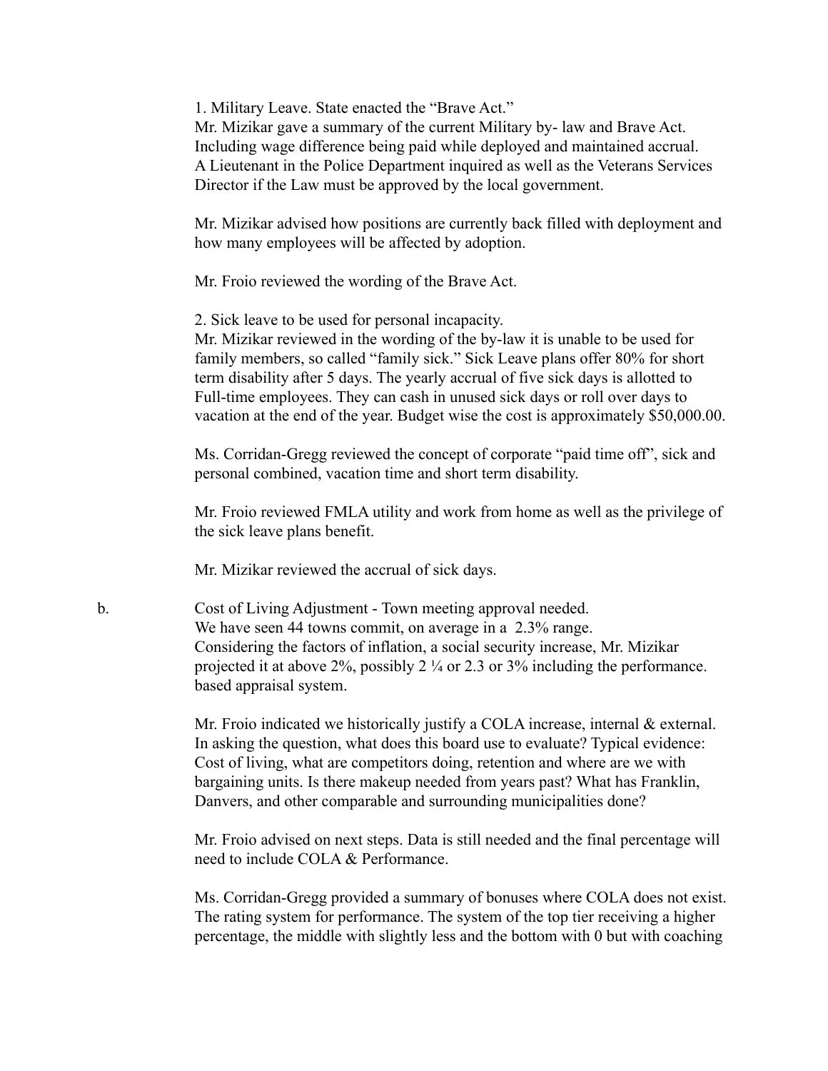1. Military Leave. State enacted the "Brave Act."
Mr. Mizikar gave a summary of the current Military by- law and Brave Act. Including wage difference being paid while deployed and maintained accrual. A Lieutenant in the Police Department inquired as well as the Veterans Services Director if the Law must be approved by the local government.

Mr. Mizikar advised how positions are currently back filled with deployment and how many employees will be affected by adoption.

Mr. Froio reviewed the wording of the Brave Act.

2. Sick leave to be used for personal incapacity.
Mr. Mizikar reviewed in the wording of the by-law it is unable to be used for family members, so called "family sick." Sick Leave plans offer 80% for short term disability after 5 days. The yearly accrual of five sick days is allotted to Full-time employees. They can cash in unused sick days or roll over days to vacation at the end of the year. Budget wise the cost is approximately $50,000.00.

Ms. Corridan-Gregg reviewed the concept of corporate "paid time off", sick and personal combined, vacation time and short term disability.

Mr. Froio reviewed FMLA utility and work from home as well as the privilege of the sick leave plans benefit.

Mr. Mizikar reviewed the accrual of sick days.

b. Cost of Living Adjustment - Town meeting approval needed.
We have seen 44 towns commit, on average in a 2.3% range.
Considering the factors of inflation, a social security increase, Mr. Mizikar projected it at above 2%, possibly 2 ¼ or 2.3 or 3% including the performance. based appraisal system.

Mr. Froio indicated we historically justify a COLA increase, internal & external. In asking the question, what does this board use to evaluate? Typical evidence: Cost of living, what are competitors doing, retention and where are we with bargaining units. Is there makeup needed from years past? What has Franklin, Danvers, and other comparable and surrounding municipalities done?

Mr. Froio advised on next steps. Data is still needed and the final percentage will need to include COLA & Performance.

Ms. Corridan-Gregg provided a summary of bonuses where COLA does not exist. The rating system for performance. The system of the top tier receiving a higher percentage, the middle with slightly less and the bottom with 0 but with coaching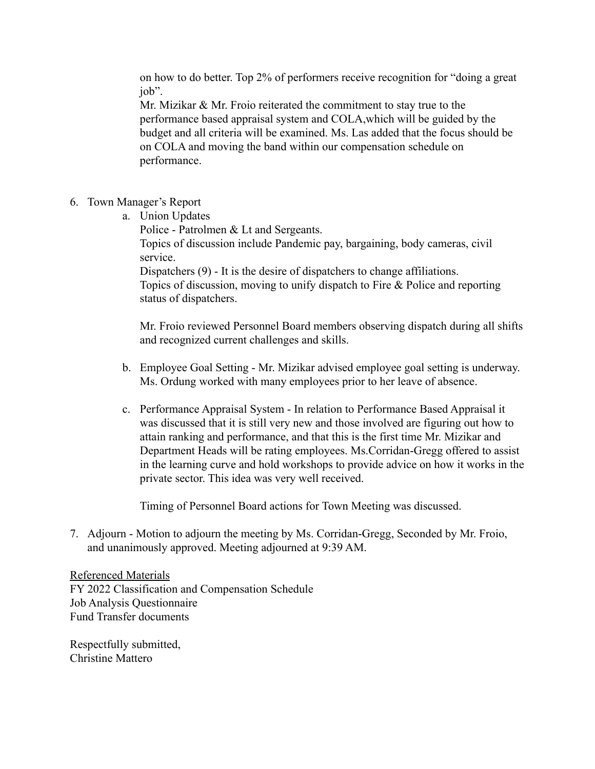on how to do better. Top 2% of performers receive recognition for "doing a great job".

Mr. Mizikar & Mr. Froio reiterated the commitment to stay true to the performance based appraisal system and COLA,which will be guided by the budget and all criteria will be examined. Ms. Las added that the focus should be on COLA and moving the band within our compensation schedule on performance.

6. Town Manager's Report
   a. Union Updates
      Police - Patrolmen & Lt and Sergeants.
      Topics of discussion include Pandemic pay, bargaining, body cameras, civil service.
      Dispatchers (9) - It is the desire of dispatchers to change affiliations.
      Topics of discussion, moving to unify dispatch to Fire & Police and reporting status of dispatchers.

      Mr. Froio reviewed Personnel Board members observing dispatch during all shifts and recognized current challenges and skills.

   b. Employee Goal Setting - Mr. Mizikar advised employee goal setting is underway. Ms. Ordung worked with many employees prior to her leave of absence.

   c. Performance Appraisal System - In relation to Performance Based Appraisal it was discussed that it is still very new and those involved are figuring out how to attain ranking and performance, and that this is the first time Mr. Mizikar and Department Heads will be rating employees. Ms.Corridan-Gregg offered to assist in the learning curve and hold workshops to provide advice on how it works in the private sector. This idea was very well received.

      Timing of Personnel Board actions for Town Meeting was discussed.

7. Adjourn - Motion to adjourn the meeting by Ms. Corridan-Gregg, Seconded by Mr. Froio, and unanimously approved. Meeting adjourned at 9:39 AM.

<u>Referenced Materials</u>
FY 2022 Classification and Compensation Schedule
Job Analysis Questionnaire
Fund Transfer documents

Respectfully submitted,
Christine Mattero